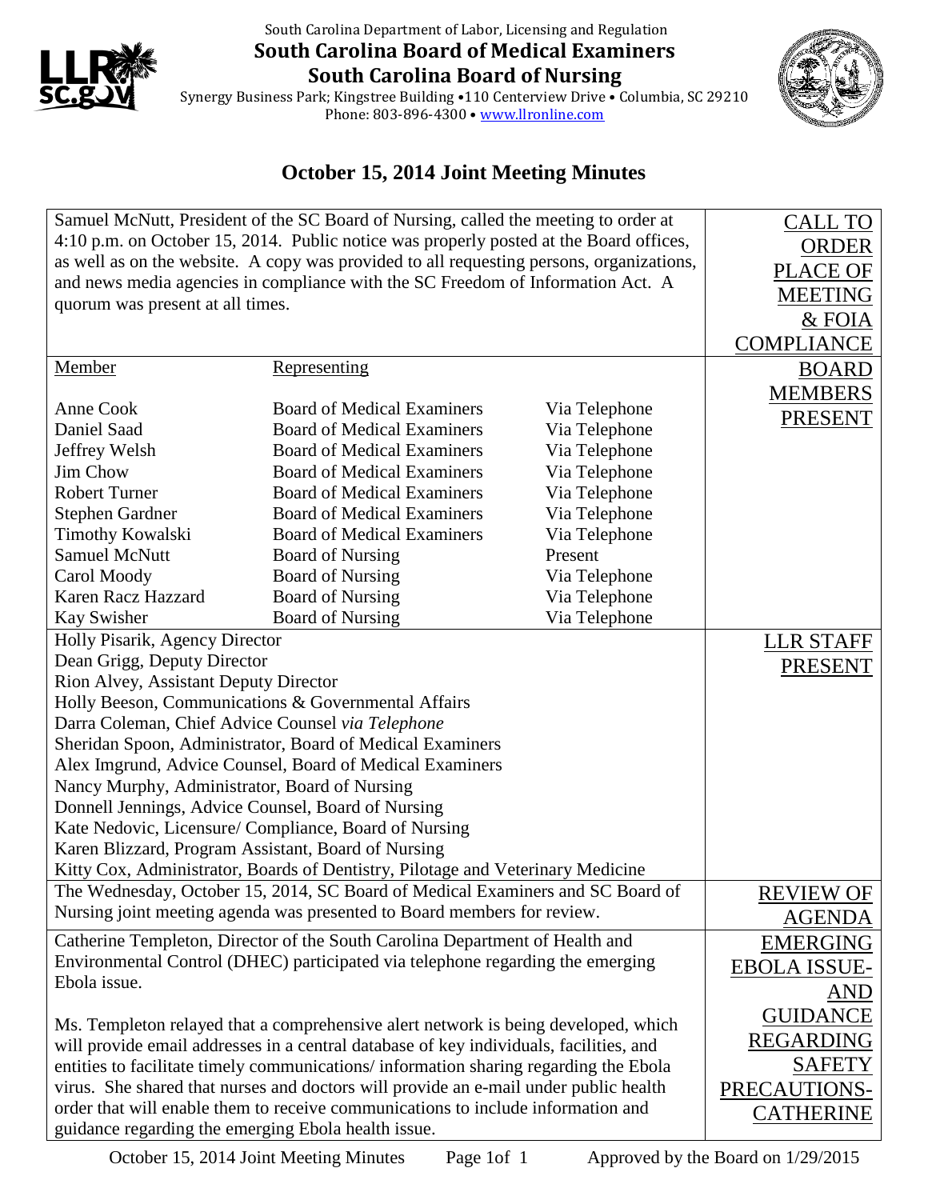South Carolina Department of Labor, Licensing and Regulation

**South Carolina Board of Medical Examiners**

**South Carolina Board of Nursing**

Synergy Business Park; Kingstree Building •110 Centerview Drive • Columbia, SC 29210
Phone: 803-896-4300 • www.llronline.com

# October 15, 2014 Joint Meeting Minutes

| | |
|---|---|
| Samuel McNutt, President of the SC Board of Nursing, called the meeting to order at 4:10 p.m. on October 15, 2014. Public notice was properly posted at the Board offices, as well as on the website. A copy was provided to all requesting persons, organizations, and news media agencies in compliance with the SC Freedom of Information Act. A quorum was present at all times. | CALL TO ORDER PLACE OF MEETING & FOIA COMPLIANCE |
| **Member** / **Representing**<br>Anne Cook — Board of Medical Examiners — Via Telephone<br>Daniel Saad — Board of Medical Examiners — Via Telephone<br>Jeffrey Welsh — Board of Medical Examiners — Via Telephone<br>Jim Chow — Board of Medical Examiners — Via Telephone<br>Robert Turner — Board of Medical Examiners — Via Telephone<br>Stephen Gardner — Board of Medical Examiners — Via Telephone<br>Timothy Kowalski — Board of Medical Examiners — Via Telephone<br>Samuel McNutt — Board of Nursing — Present<br>Carol Moody — Board of Nursing — Via Telephone<br>Karen Racz Hazzard — Board of Nursing — Via Telephone<br>Kay Swisher — Board of Nursing — Via Telephone | BOARD MEMBERS PRESENT |
| Holly Pisarik, Agency Director<br>Dean Grigg, Deputy Director<br>Rion Alvey, Assistant Deputy Director<br>Holly Beeson, Communications & Governmental Affairs<br>Darra Coleman, Chief Advice Counsel *via Telephone*<br>Sheridan Spoon, Administrator, Board of Medical Examiners<br>Alex Imgrund, Advice Counsel, Board of Medical Examiners<br>Nancy Murphy, Administrator, Board of Nursing<br>Donnell Jennings, Advice Counsel, Board of Nursing<br>Kate Nedovic, Licensure/ Compliance, Board of Nursing<br>Karen Blizzard, Program Assistant, Board of Nursing<br>Kitty Cox, Administrator, Boards of Dentistry, Pilotage and Veterinary Medicine | LLR STAFF PRESENT |
| The Wednesday, October 15, 2014, SC Board of Medical Examiners and SC Board of Nursing joint meeting agenda was presented to Board members for review. | REVIEW OF AGENDA |
| Catherine Templeton, Director of the South Carolina Department of Health and Environmental Control (DHEC) participated via telephone regarding the emerging Ebola issue.<br><br>Ms. Templeton relayed that a comprehensive alert network is being developed, which will provide email addresses in a central database of key individuals, facilities, and entities to facilitate timely communications/ information sharing regarding the Ebola virus. She shared that nurses and doctors will provide an e-mail under public health order that will enable them to receive communications to include information and guidance regarding the emerging Ebola health issue. | EMERGING EBOLA ISSUE- AND GUIDANCE REGARDING SAFETY PRECAUTIONS- CATHERINE |

Approved by the Board on 1/29/2015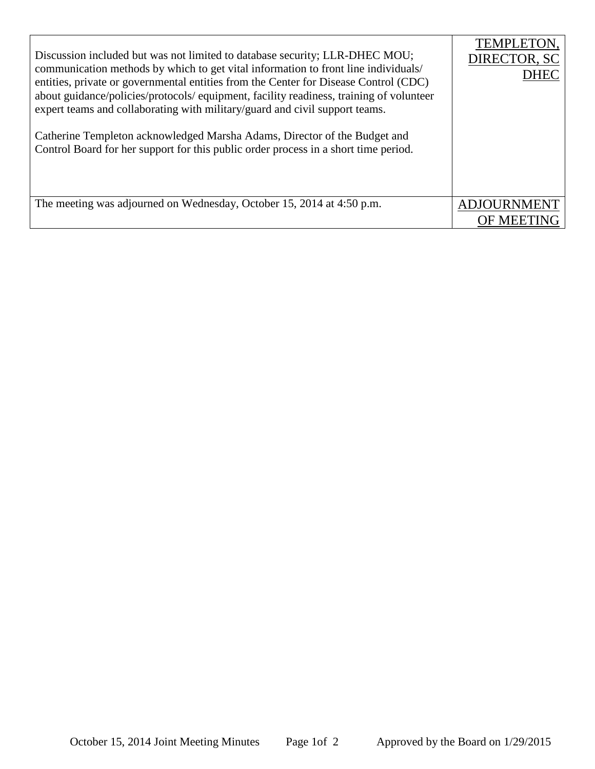| | |
|---|---|
| Discussion included but was not limited to database security; LLR-DHEC MOU; communication methods by which to get vital information to front line individuals/ entities, private or governmental entities from the Center for Disease Control (CDC) about guidance/policies/protocols/ equipment, facility readiness, training of volunteer expert teams and collaborating with military/guard and civil support teams.<br><br>Catherine Templeton acknowledged Marsha Adams, Director of the Budget and Control Board for her support for this public order process in a short time period. | TEMPLETON, DIRECTOR, SC DHEC |
| The meeting was adjourned on Wednesday, October 15, 2014 at 4:50 p.m. | ADJOURNMENT OF MEETING |

October 15, 2014 Joint Meeting Minutes Approved by the Board on 1/29/2015